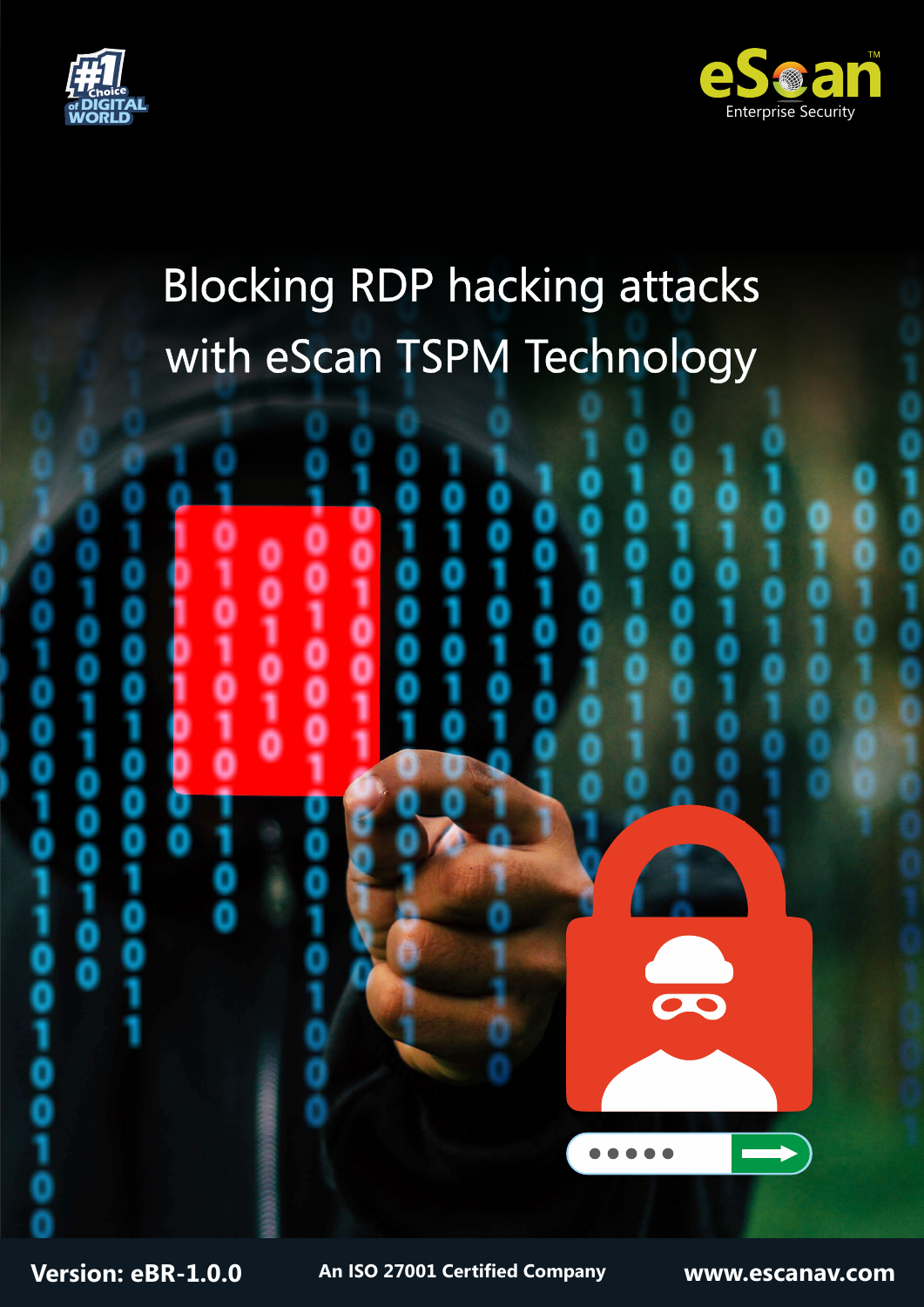# Blocking RDP hacking attacks with eScan TSPM Technology

eScan Enterprise Security

#1 Choice of DIGITAL WORLD

Version: eBR-1.0.0

An ISO 27001 Certified Company

www.escanav.com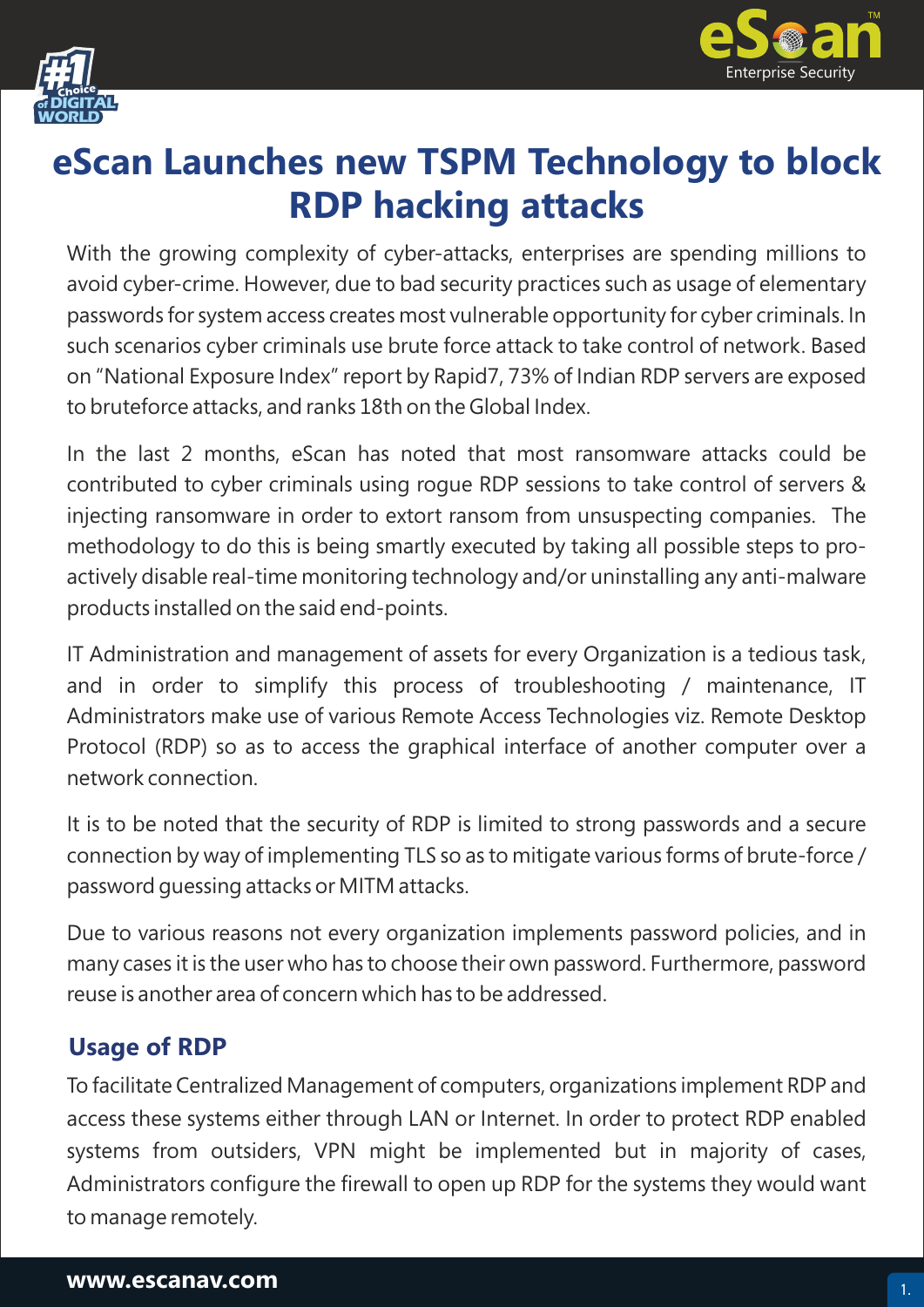# eScan Launches new TSPM Technology to block RDP hacking attacks

With the growing complexity of cyber-attacks, enterprises are spending millions to avoid cyber-crime. However, due to bad security practices such as usage of elementary passwords for system access creates most vulnerable opportunity for cyber criminals. In such scenarios cyber criminals use brute force attack to take control of network. Based on "National Exposure Index" report by Rapid7, 73% of Indian RDP servers are exposed to bruteforce attacks, and ranks 18th on the Global Index.

In the last 2 months, eScan has noted that most ransomware attacks could be contributed to cyber criminals using rogue RDP sessions to take control of servers & injecting ransomware in order to extort ransom from unsuspecting companies. The methodology to do this is being smartly executed by taking all possible steps to pro-actively disable real-time monitoring technology and/or uninstalling any anti-malware products installed on the said end-points.

IT Administration and management of assets for every Organization is a tedious task, and in order to simplify this process of troubleshooting / maintenance, IT Administrators make use of various Remote Access Technologies viz. Remote Desktop Protocol (RDP) so as to access the graphical interface of another computer over a network connection.

It is to be noted that the security of RDP is limited to strong passwords and a secure connection by way of implementing TLS so as to mitigate various forms of brute-force / password guessing attacks or MITM attacks.

Due to various reasons not every organization implements password policies, and in many cases it is the user who has to choose their own password. Furthermore, password reuse is another area of concern which has to be addressed.

## Usage of RDP

To facilitate Centralized Management of computers, organizations implement RDP and access these systems either through LAN or Internet. In order to protect RDP enabled systems from outsiders, VPN might be implemented but in majority of cases, Administrators configure the firewall to open up RDP for the systems they would want to manage remotely.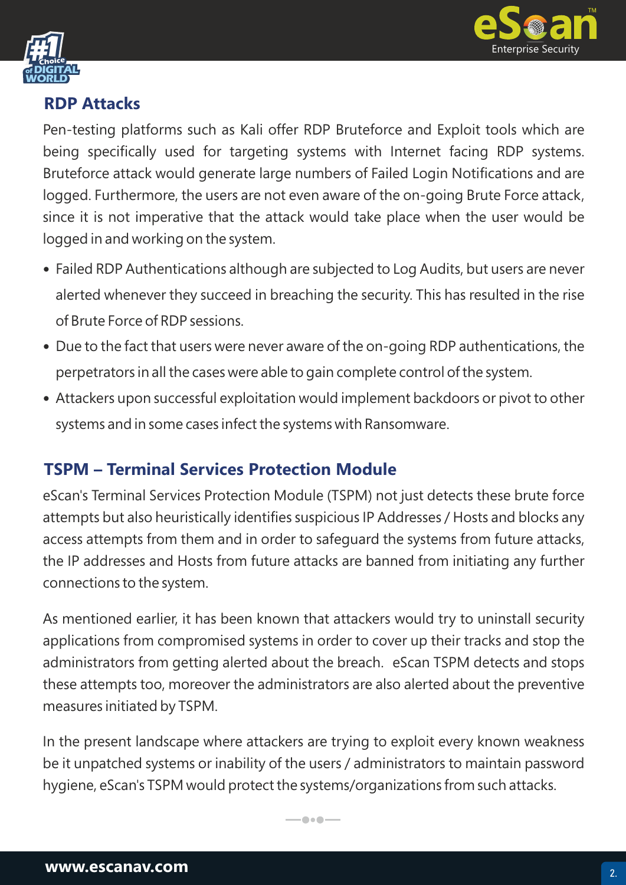## RDP Attacks

Pen-testing platforms such as Kali offer RDP Bruteforce and Exploit tools which are being specifically used for targeting systems with Internet facing RDP systems. Bruteforce attack would generate large numbers of Failed Login Notifications and are logged. Furthermore, the users are not even aware of the on-going Brute Force attack, since it is not imperative that the attack would take place when the user would be logged in and working on the system.

- Failed RDP Authentications although are subjected to Log Audits, but users are never alerted whenever they succeed in breaching the security. This has resulted in the rise of Brute Force of RDP sessions.
- Due to the fact that users were never aware of the on-going RDP authentications, the perpetrators in all the cases were able to gain complete control of the system.
- Attackers upon successful exploitation would implement backdoors or pivot to other systems and in some cases infect the systems with Ransomware.

## TSPM – Terminal Services Protection Module

eScan's Terminal Services Protection Module (TSPM) not just detects these brute force attempts but also heuristically identifies suspicious IP Addresses / Hosts and blocks any access attempts from them and in order to safeguard the systems from future attacks, the IP addresses and Hosts from future attacks are banned from initiating any further connections to the system.

As mentioned earlier, it has been known that attackers would try to uninstall security applications from compromised systems in order to cover up their tracks and stop the administrators from getting alerted about the breach. eScan TSPM detects and stops these attempts too, moreover the administrators are also alerted about the preventive measures initiated by TSPM.

In the present landscape where attackers are trying to exploit every known weakness be it unpatched systems or inability of the users / administrators to maintain password hygiene, eScan's TSPM would protect the systems/organizations from such attacks.